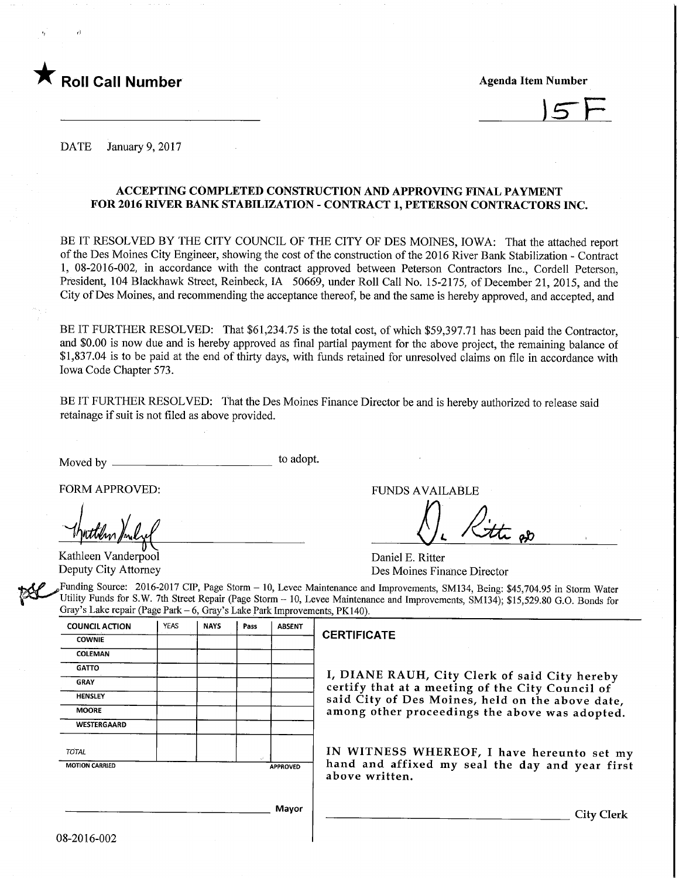★ **Roll Call Number**

**Agenda Item Number**

15F

DATE January 9, 2017

**ACCEPTING COMPLETED CONSTRUCTION AND APPROVING FINAL PAYMENT FOR 2016 RIVER BANK STABILIZATION - CONTRACT 1, PETERSON CONTRACTORS INC.**

BE IT RESOLVED BY THE CITY COUNCIL OF THE CITY OF DES MOINES, IOWA: That the attached report of the Des Moines City Engineer, showing the cost of the construction of the 2016 River Bank Stabilization - Contract 1, 08-2016-002, in accordance with the contract approved between Peterson Contractors Inc., Cordell Peterson, President, 104 Blackhawk Street, Reinbeck, IA 50669, under Roll Call No. 15-2175, of December 21, 2015, and the City of Des Moines, and recommending the acceptance thereof, be and the same is hereby approved, and accepted, and

BE IT FURTHER RESOLVED: That $61,234.75 is the total cost, of which $59,397.71 has been paid the Contractor, and $0.00 is now due and is hereby approved as final partial payment for the above project, the remaining balance of $1,837.04 is to be paid at the end of thirty days, with funds retained for unresolved claims on file in accordance with Iowa Code Chapter 573.

BE IT FURTHER RESOLVED: That the Des Moines Finance Director be and is hereby authorized to release said retainage if suit is not filed as above provided.

Moved by ______________________ to adopt.

FORM APPROVED:

Kathleen Vanderpool
Deputy City Attorney

FUNDS AVAILABLE

Daniel E. Ritter
Des Moines Finance Director

Funding Source: 2016-2017 CIP, Page Storm – 10, Levee Maintenance and Improvements, SM134, Being: $45,704.95 in Storm Water Utility Funds for S.W. 7th Street Repair (Page Storm – 10, Levee Maintenance and Improvements, SM134); $15,529.80 G.O. Bonds for Gray's Lake repair (Page Park – 6, Gray's Lake Park Improvements, PK140).

| COUNCIL ACTION | YEAS | NAYS | Pass | ABSENT |
|---|---|---|---|---|
| COWNIE | | | | |
| COLEMAN | | | | |
| GATTO | | | | |
| GRAY | | | | |
| HENSLEY | | | | |
| MOORE | | | | |
| WESTERGAARD | | | | |
| TOTAL | | | | |
| MOTION CARRIED | | | | APPROVED |

______________________ Mayor

**CERTIFICATE**

I, DIANE RAUH, City Clerk of said City hereby certify that at a meeting of the City Council of said City of Des Moines, held on the above date, among other proceedings the above was adopted.

IN WITNESS WHEREOF, I have hereunto set my hand and affixed my seal the day and year first above written.

______________________ City Clerk

08-2016-002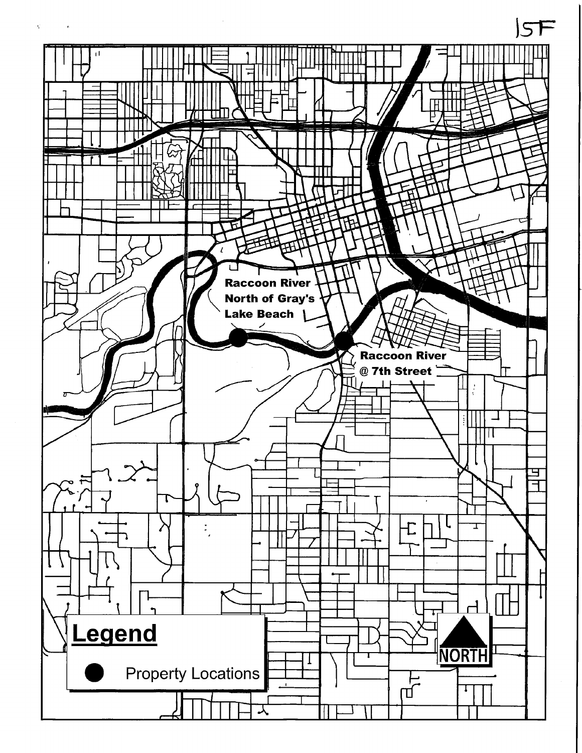15F

Raccoon River North of Gray's Lake Beach

Raccoon River @ 7th Street

**Legend**

● Property Locations

NORTH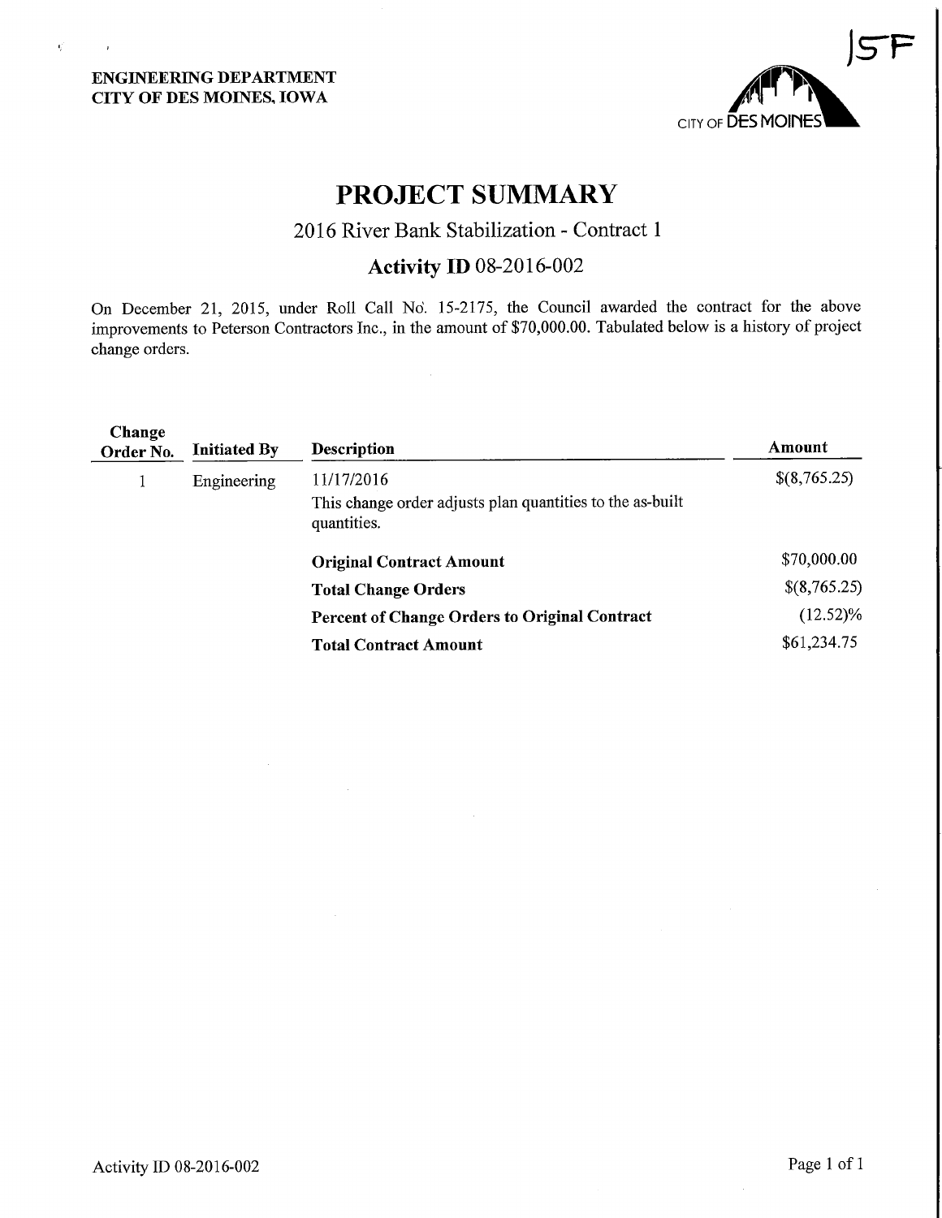ENGINEERING DEPARTMENT
CITY OF DES MOINES, IOWA

15F

# PROJECT SUMMARY

## 2016 River Bank Stabilization - Contract 1

### Activity ID 08-2016-002

On December 21, 2015, under Roll Call No. 15-2175, the Council awarded the contract for the above improvements to Peterson Contractors Inc., in the amount of $70,000.00. Tabulated below is a history of project change orders.

| Change Order No. | Initiated By | Description | Amount |
|---|---|---|---|
| 1 | Engineering | 11/17/2016<br>This change order adjusts plan quantities to the as-built quantities. | $(8,765.25) |
| | | **Original Contract Amount** | $70,000.00 |
| | | **Total Change Orders** | $(8,765.25) |
| | | **Percent of Change Orders to Original Contract** | (12.52)% |
| | | **Total Contract Amount** | $61,234.75 |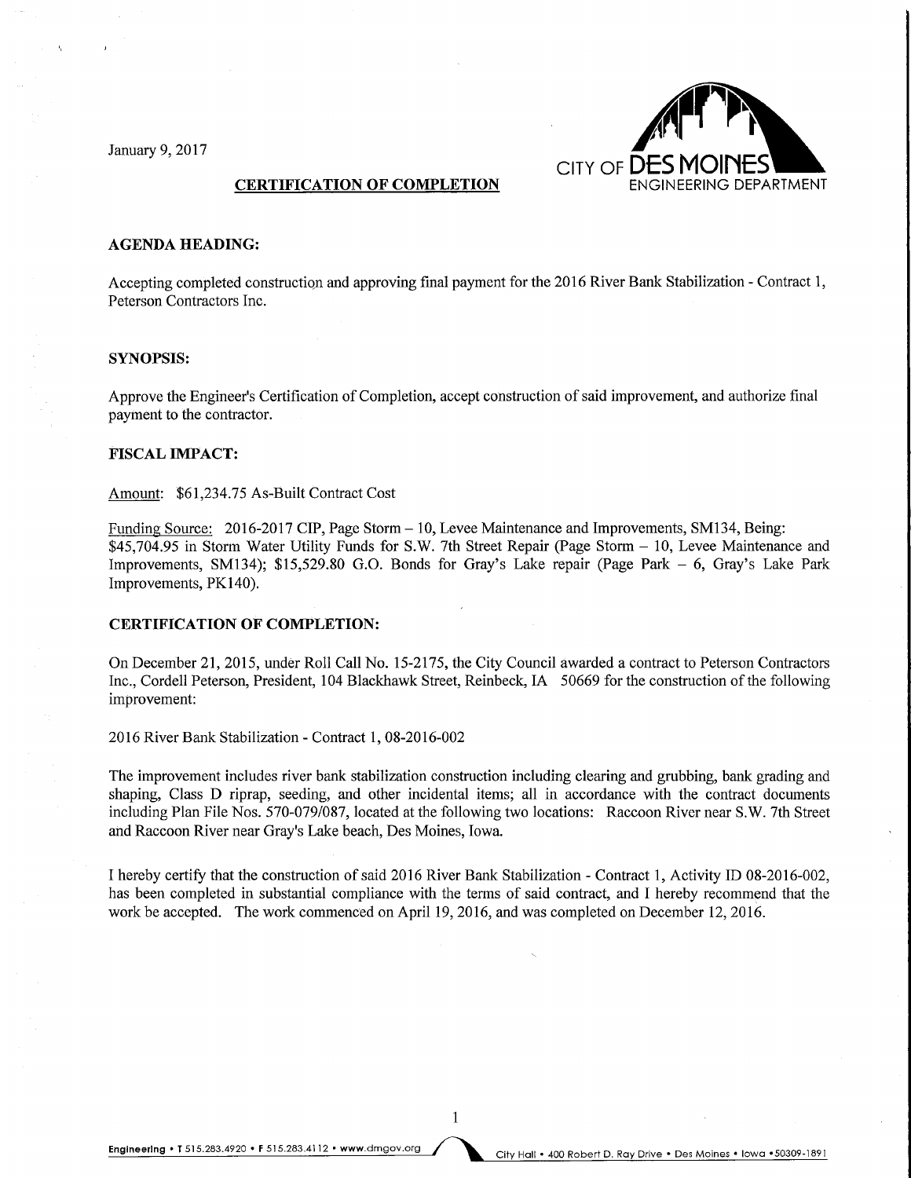January 9, 2017

CITY OF DES MOINES
ENGINEERING DEPARTMENT

## CERTIFICATION OF COMPLETION

**AGENDA HEADING:**

Accepting completed construction and approving final payment for the 2016 River Bank Stabilization - Contract 1, Peterson Contractors Inc.

**SYNOPSIS:**

Approve the Engineer's Certification of Completion, accept construction of said improvement, and authorize final payment to the contractor.

**FISCAL IMPACT:**

Amount: $61,234.75 As-Built Contract Cost

Funding Source: 2016-2017 CIP, Page Storm – 10, Levee Maintenance and Improvements, SM134, Being: $45,704.95 in Storm Water Utility Funds for S.W. 7th Street Repair (Page Storm – 10, Levee Maintenance and Improvements, SM134); $15,529.80 G.O. Bonds for Gray's Lake repair (Page Park – 6, Gray's Lake Park Improvements, PK140).

**CERTIFICATION OF COMPLETION:**

On December 21, 2015, under Roll Call No. 15-2175, the City Council awarded a contract to Peterson Contractors Inc., Cordell Peterson, President, 104 Blackhawk Street, Reinbeck, IA 50669 for the construction of the following improvement:

2016 River Bank Stabilization - Contract 1, 08-2016-002

The improvement includes river bank stabilization construction including clearing and grubbing, bank grading and shaping, Class D riprap, seeding, and other incidental items; all in accordance with the contract documents including Plan File Nos. 570-079/087, located at the following two locations: Raccoon River near S.W. 7th Street and Raccoon River near Gray's Lake beach, Des Moines, Iowa.

I hereby certify that the construction of said 2016 River Bank Stabilization - Contract 1, Activity ID 08-2016-002, has been completed in substantial compliance with the terms of said contract, and I hereby recommend that the work be accepted. The work commenced on April 19, 2016, and was completed on December 12, 2016.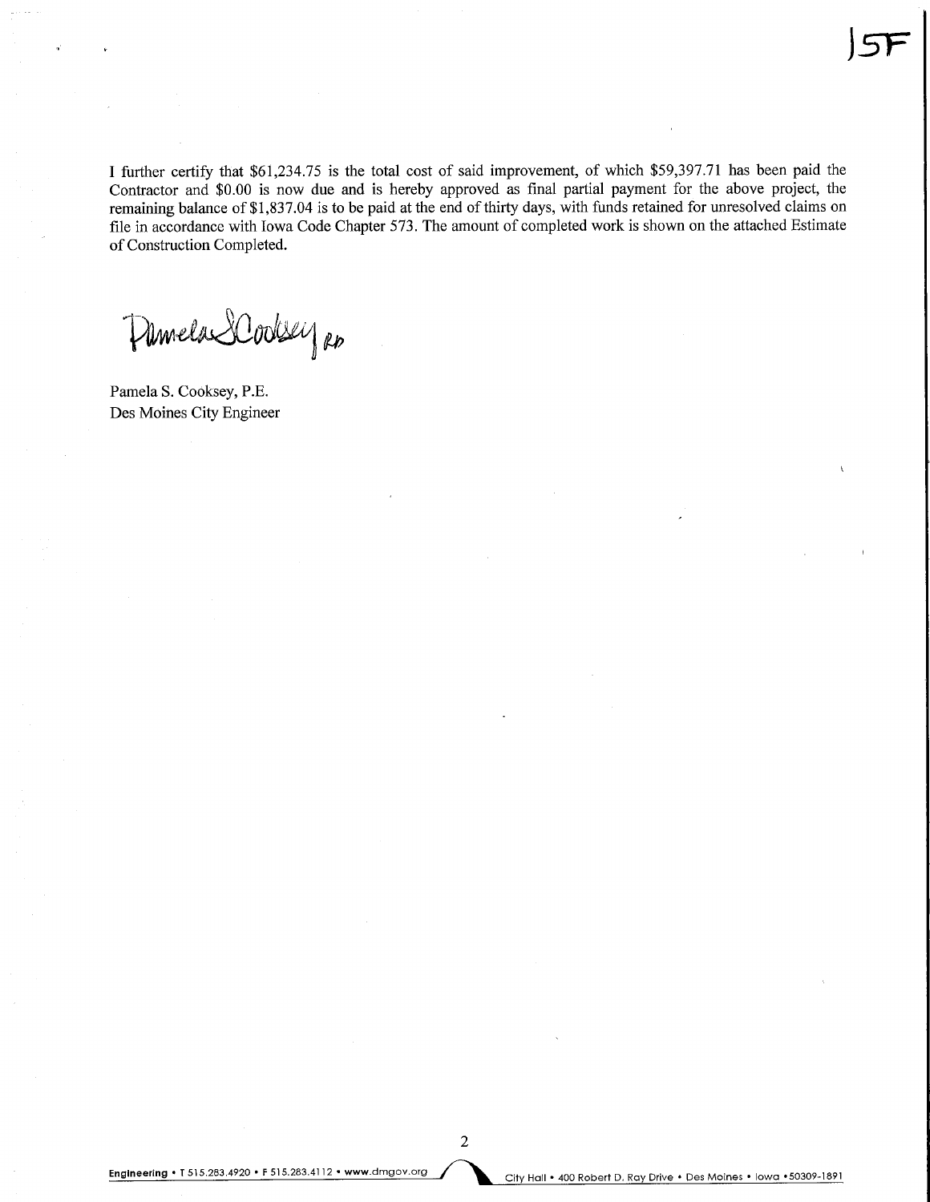15F

I further certify that $61,234.75 is the total cost of said improvement, of which $59,397.71 has been paid the Contractor and $0.00 is now due and is hereby approved as final partial payment for the above project, the remaining balance of $1,837.04 is to be paid at the end of thirty days, with funds retained for unresolved claims on file in accordance with Iowa Code Chapter 573. The amount of completed work is shown on the attached Estimate of Construction Completed.

Pamela S. Cooksey RD

Pamela S. Cooksey, P.E.
Des Moines City Engineer

**Engineering** • T 515.283.4920 • F 515.283.4112 • www.dmgov.org City Hall • 400 Robert D. Ray Drive • Des Moines • Iowa • 50309-1891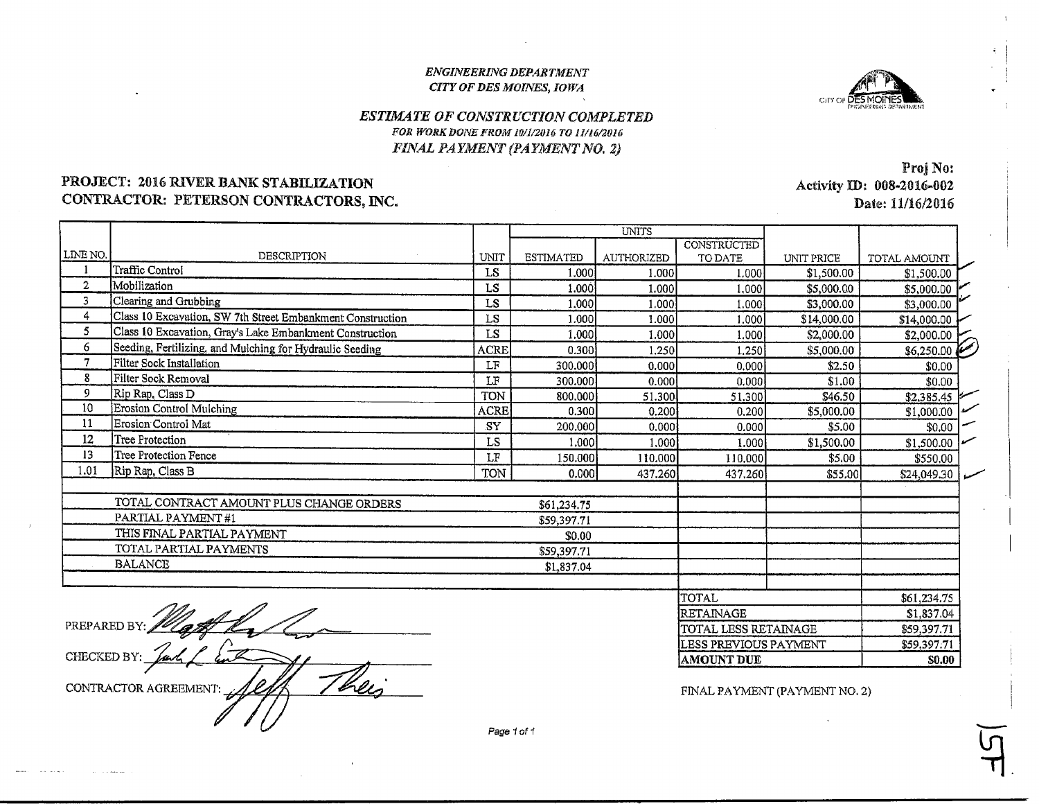*ENGINEERING DEPARTMENT*
*CITY OF DES MOINES, IOWA*

CITY OF DES MOINES ENGINEERING DEPARTMENT

## *ESTIMATE OF CONSTRUCTION COMPLETED*

*FOR WORK DONE FROM 10/1/2016 TO 11/16/2016*

*FINAL PAYMENT (PAYMENT NO. 2)*

**PROJECT: 2016 RIVER BANK STABILIZATION**
**CONTRACTOR: PETERSON CONTRACTORS, INC.**

**Proj No:**
**Activity ID: 008-2016-002**
**Date: 11/16/2016**

| LINE NO. | DESCRIPTION | UNIT | UNITS ESTIMATED | UNITS AUTHORIZED | UNITS CONSTRUCTED TO DATE | UNIT PRICE | TOTAL AMOUNT |
|---|---|---|---|---|---|---|---|
| 1 | Traffic Control | LS | 1.000 | 1.000 | 1.000 | $1,500.00 | $1,500.00 |
| 2 | Mobilization | LS | 1.000 | 1.000 | 1.000 | $5,000.00 | $5,000.00 |
| 3 | Clearing and Grubbing | LS | 1.000 | 1.000 | 1.000 | $3,000.00 | $3,000.00 |
| 4 | Class 10 Excavation, SW 7th Street Embankment Construction | LS | 1.000 | 1.000 | 1.000 | $14,000.00 | $14,000.00 |
| 5 | Class 10 Excavation, Gray's Lake Embankment Construction | LS | 1.000 | 1.000 | 1.000 | $2,000.00 | $2,000.00 |
| 6 | Seeding, Fertilizing, and Mulching for Hydraulic Seeding | ACRE | 0.300 | 1.250 | 1.250 | $5,000.00 | $6,250.00 |
| 7 | Filter Sock Installation | LF | 300.000 | 0.000 | 0.000 | $2.50 | $0.00 |
| 8 | Filter Sock Removal | LF | 300.000 | 0.000 | 0.000 | $1.00 | $0.00 |
| 9 | Rip Rap, Class D | TON | 800.000 | 51.300 | 51.300 | $46.50 | $2,385.45 |
| 10 | Erosion Control Mulching | ACRE | 0.300 | 0.200 | 0.200 | $5,000.00 | $1,000.00 |
| 11 | Erosion Control Mat | SY | 200.000 | 0.000 | 0.000 | $5.00 | $0.00 |
| 12 | Tree Protection | LS | 1.000 | 1.000 | 1.000 | $1,500.00 | $1,500.00 |
| 13 | Tree Protection Fence | LF | 150.000 | 110.000 | 110.000 | $5.00 | $550.00 |
| 1.01 | Rip Rap, Class B | TON | 0.000 | 437.260 | 437.260 | $55.00 | $24,049.30 |

| | |
|---|---|
| TOTAL CONTRACT AMOUNT PLUS CHANGE ORDERS | $61,234.75 |
| PARTIAL PAYMENT #1 | $59,397.71 |
| THIS FINAL PARTIAL PAYMENT | $0.00 |
| TOTAL PARTIAL PAYMENTS | $59,397.71 |
| BALANCE | $1,837.04 |

| | |
|---|---|
| TOTAL | $61,234.75 |
| RETAINAGE | $1,837.04 |
| TOTAL LESS RETAINAGE | $59,397.71 |
| LESS PREVIOUS PAYMENT | $59,397.71 |
| **AMOUNT DUE** | **$0.00** |

PREPARED BY: [signature]

CHECKED BY: [signature]

CONTRACTOR AGREEMENT: [signature] Jeff Theis

FINAL PAYMENT (PAYMENT NO. 2)